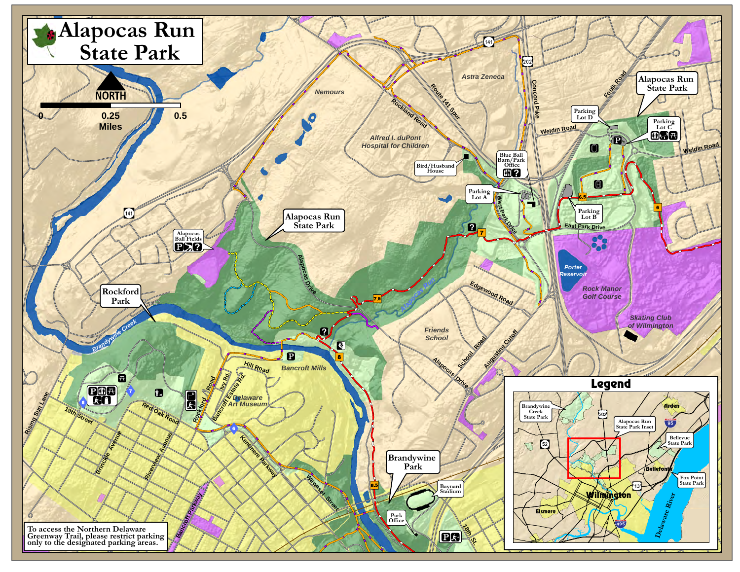# Alapocas Run State Park

NORTH

0 — 0.25 — 0.5 Miles

Nemours

Astra Zeneca

Alfred I. duPont Hospital for Children

Bird/Husband House

Blue Ball Barn/Park Office

Parking Lot A

Parking Lot B

Parking Lot C

Parking Lot D

Alapocas Run State Park

Alapocas Ball Fields

Rockford Park

Brandywine Creek

Alapocas Run

Bancroft Mills

Delaware Art Museum

Friends School

Porter Reservoir

Rock Manor Golf Course

Skating Club of Wilmington

Brandywine Park

Baynard Stadium

Park Office

Route 141 Spur

Rockland Road

Concord Pike

Weldin Road

Foulk Road

West Park Drive

East Park Drive

Alapocas Drive

Edgewood Road

School Road

Augustine Cutoff

Hill Road

Rockford Road

Ivy Rd

Bancroft Estate Rd.

Red Oak Road

19th Street

Rising Sun Lane

Brinckle Avenue

Riverview Avenue

Kentmere Parkway

Wawaset Street

Bancroft Parkway

18th St

141

202

6, 6.5, 7, 7.5, 8, 8.5

To access the Northern Delaware Greenway Trail, please restrict parking only to the designated parking areas.

## Legend

Brandywine Creek State Park

Alapocas Run State Park Inset

Arden

Bellevue State Park

Bellefonte

Fox Point State Park

Wilmington

Elsmere

Delaware River

202, 52, 95, 13, 495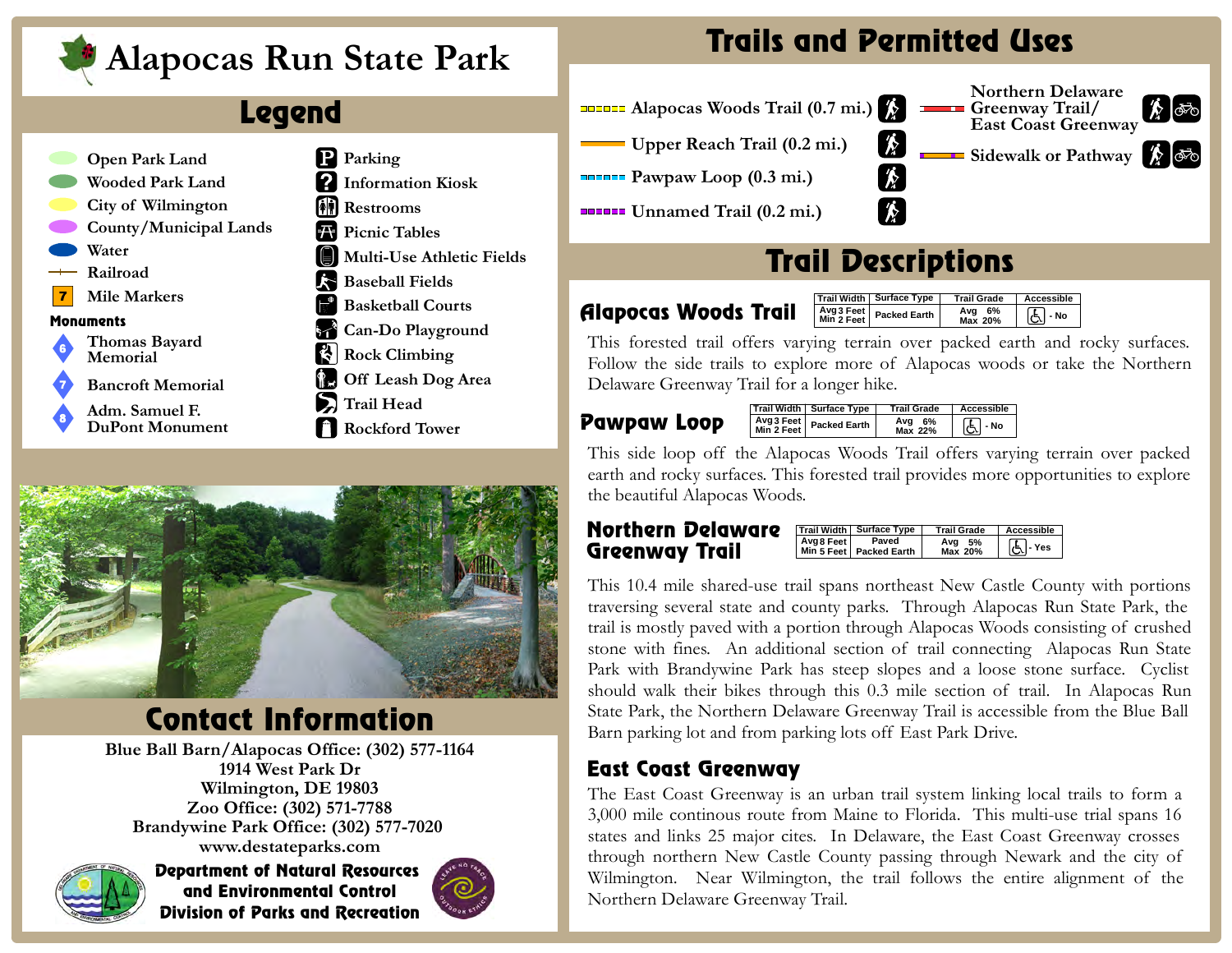# Alapocas Run State Park

## Legend

- Open Park Land
- Wooded Park Land
- City of Wilmington
- County/Municipal Lands
- Water
- Railroad
- 7 Mile Markers

**Monuments**

- 6 Thomas Bayard Memorial
- 7 Bancroft Memorial
- 8 Adm. Samuel F. DuPont Monument

- Parking
- Information Kiosk
- Restrooms
- Picnic Tables
- Multi-Use Athletic Fields
- Baseball Fields
- Basketball Courts
- Can-Do Playground
- Rock Climbing
- Off Leash Dog Area
- Trail Head
- Rockford Tower

## Contact Information

**Blue Ball Barn/Alapocas Office: (302) 577-1164**
**1914 West Park Dr**
**Wilmington, DE 19803**
**Zoo Office: (302) 571-7788**
**Brandywine Park Office: (302) 577-7020**
**www.destateparks.com**

**Department of Natural Resources and Environmental Control**
**Division of Parks and Recreation**

## Trails and Permitted Uses

- Alapocas Woods Trail (0.7 mi.)
- Upper Reach Trail (0.2 mi.)
- Pawpaw Loop (0.3 mi.)
- Unnamed Trail (0.2 mi.)
- Northern Delaware Greenway Trail/ East Coast Greenway
- Sidewalk or Pathway

## Trail Descriptions

### Alapocas Woods Trail

| Trail Width | Surface Type | Trail Grade | Accessible |
|---|---|---|---|
| Avg 3 Feet Min 2 Feet | Packed Earth | Avg 6% Max 20% | No |

This forested trail offers varying terrain over packed earth and rocky surfaces. Follow the side trails to explore more of Alapocas woods or take the Northern Delaware Greenway Trail for a longer hike.

### Pawpaw Loop

| Trail Width | Surface Type | Trail Grade | Accessible |
|---|---|---|---|
| Avg 3 Feet Min 2 Feet | Packed Earth | Avg 6% Max 22% | No |

This side loop off the Alapocas Woods Trail offers varying terrain over packed earth and rocky surfaces. This forested trail provides more opportunities to explore the beautiful Alapocas Woods.

### Northern Delaware Greenway Trail

| Trail Width | Surface Type | Trail Grade | Accessible |
|---|---|---|---|
| Avg 8 Feet Min 5 Feet | Paved Packed Earth | Avg 5% Max 20% | Yes |

This 10.4 mile shared-use trail spans northeast New Castle County with portions traversing several state and county parks. Through Alapocas Run State Park, the trail is mostly paved with a portion through Alapocas Woods consisting of crushed stone with fines. An additional section of trail connecting Alapocas Run State Park with Brandywine Park has steep slopes and a loose stone surface. Cyclist should walk their bikes through this 0.3 mile section of trail. In Alapocas Run State Park, the Northern Delaware Greenway Trail is accessible from the Blue Ball Barn parking lot and from parking lots off East Park Drive.

### East Coast Greenway

The East Coast Greenway is an urban trail system linking local trails to form a 3,000 mile continous route from Maine to Florida. This multi-use trial spans 16 states and links 25 major cites. In Delaware, the East Coast Greenway crosses through northern New Castle County passing through Newark and the city of Wilmington. Near Wilmington, the trail follows the entire alignment of the Northern Delaware Greenway Trail.